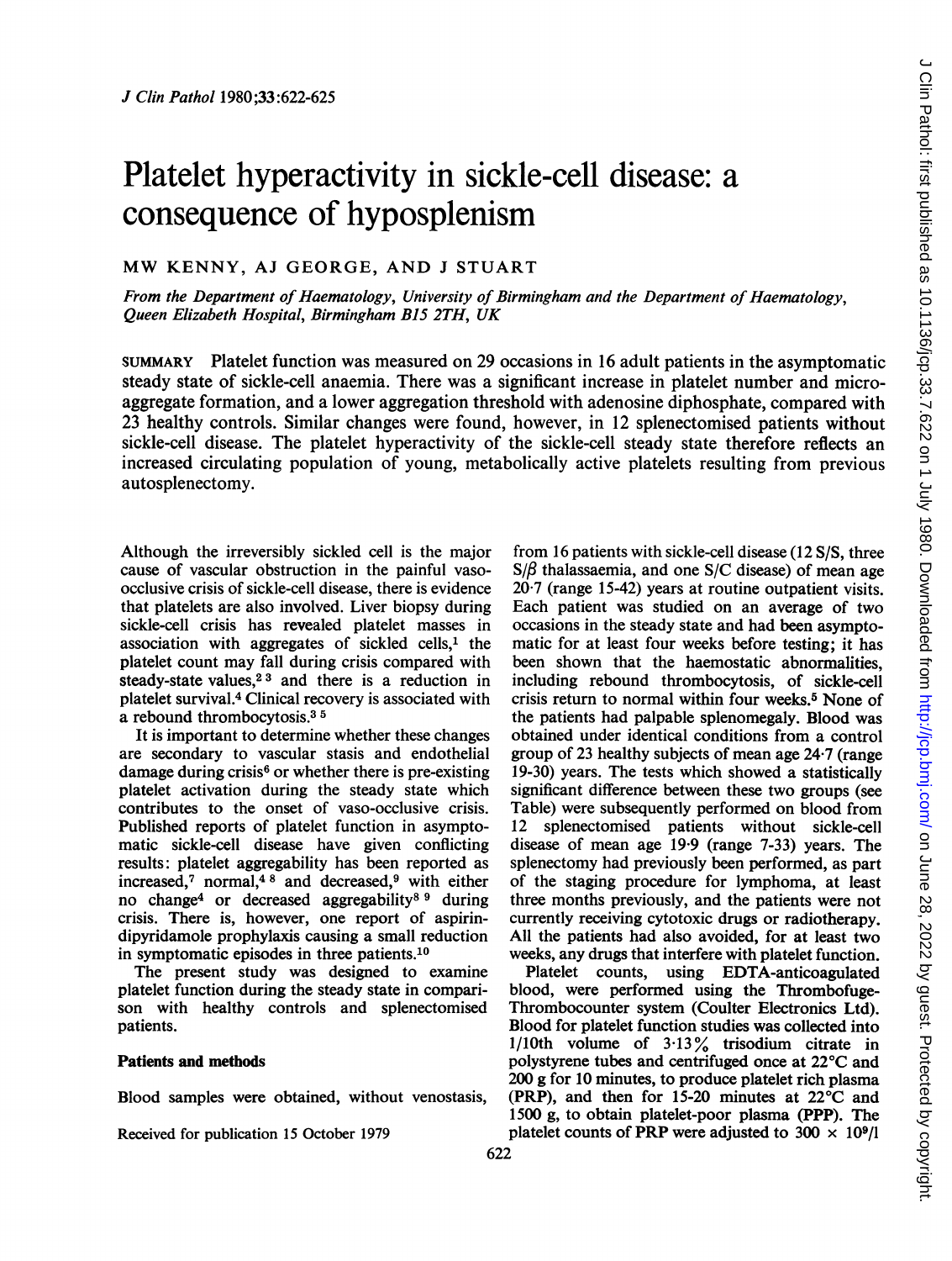# Platelet hyperactivity in sickle-cell disease: a consequence of hyposplenism

MW KENNY, AJ GEORGE, AND J STUART

*From the Department of Haematology, University of Birmingham and the Department of Haematology, Queen Elizabeth Hospital, Birmingham B15 2TH, UK*

SUMMARY Platelet function was measured on 29 occasions in 16 adult patients in the asymptomatic steady state of sickle-cell anaemia. There was a significant increase in platelet number and microaggregate formation, and a lower aggregation threshold with adenosine diphosphate, compared with 23 healthy controls. Similar changes were found, however, in 12 splenectomised patients without sickle-cell disease. The platelet hyperactivity of the sickle-cell steady state therefore reflects an increased circulating population of young, metabolically active platelets resulting from previous autosplenectomy.

Although the irreversibly sickled cell is the major cause of vascular obstruction in the painful vaso-occlusive crisis of sickle-cell disease, there is evidence that platelets are also involved. Liver biopsy during sickle-cell crisis has revealed platelet masses in association with aggregates of sickled cells,[1] the platelet count may fall during crisis compared with steady-state values,[2,3] and there is a reduction in platelet survival.[4] Clinical recovery is associated with a rebound thrombocytosis.[3,5]

It is important to determine whether these changes are secondary to vascular stasis and endothelial damage during crisis[6] or whether there is pre-existing platelet activation during the steady state which contributes to the onset of vaso-occlusive crisis. Published reports of platelet function in asymptomatic sickle-cell disease have given conflicting results: platelet aggregability has been reported as increased,[7] normal,[4,8] and decreased,[9] with either no change[4] or decreased aggregability[8,9] during crisis. There is, however, one report of aspirin-dipyridamole prophylaxis causing a small reduction in symptomatic episodes in three patients.[10]

The present study was designed to examine platelet function during the steady state in comparison with healthy controls and splenectomised patients.

## Patients and methods

Blood samples were obtained, without venostasis, from 16 patients with sickle-cell disease (12 S/S, three S/$\beta$ thalassaemia, and one S/C disease) of mean age 20·7 (range 15-42) years at routine outpatient visits. Each patient was studied on an average of two occasions in the steady state and had been asymptomatic for at least four weeks before testing; it has been shown that the haemostatic abnormalities, including rebound thrombocytosis, of sickle-cell crisis return to normal within four weeks.[5] None of the patients had palpable splenomegaly. Blood was obtained under identical conditions from a control group of 23 healthy subjects of mean age 24·7 (range 19-30) years. The tests which showed a statistically significant difference between these two groups (see Table) were subsequently performed on blood from 12 splenectomised patients without sickle-cell disease of mean age 19·9 (range 7-33) years. The splenectomy had previously been performed, as part of the staging procedure for lymphoma, at least three months previously, and the patients were not currently receiving cytotoxic drugs or radiotherapy. All the patients had also avoided, for at least two weeks, any drugs that interfere with platelet function.

Platelet counts, using EDTA-anticoagulated blood, were performed using the Thrombofuge-Thrombocounter system (Coulter Electronics Ltd). Blood for platelet function studies was collected into 1/10th volume of 3·13% trisodium citrate in polystyrene tubes and centrifuged once at 22°C and 200 g for 10 minutes, to produce platelet rich plasma (PRP), and then for 15-20 minutes at 22°C and 1500 g, to obtain platelet-poor plasma (PPP). The platelet counts of PRP were adjusted to $300 \times 10^9$/l

Received for publication 15 October 1979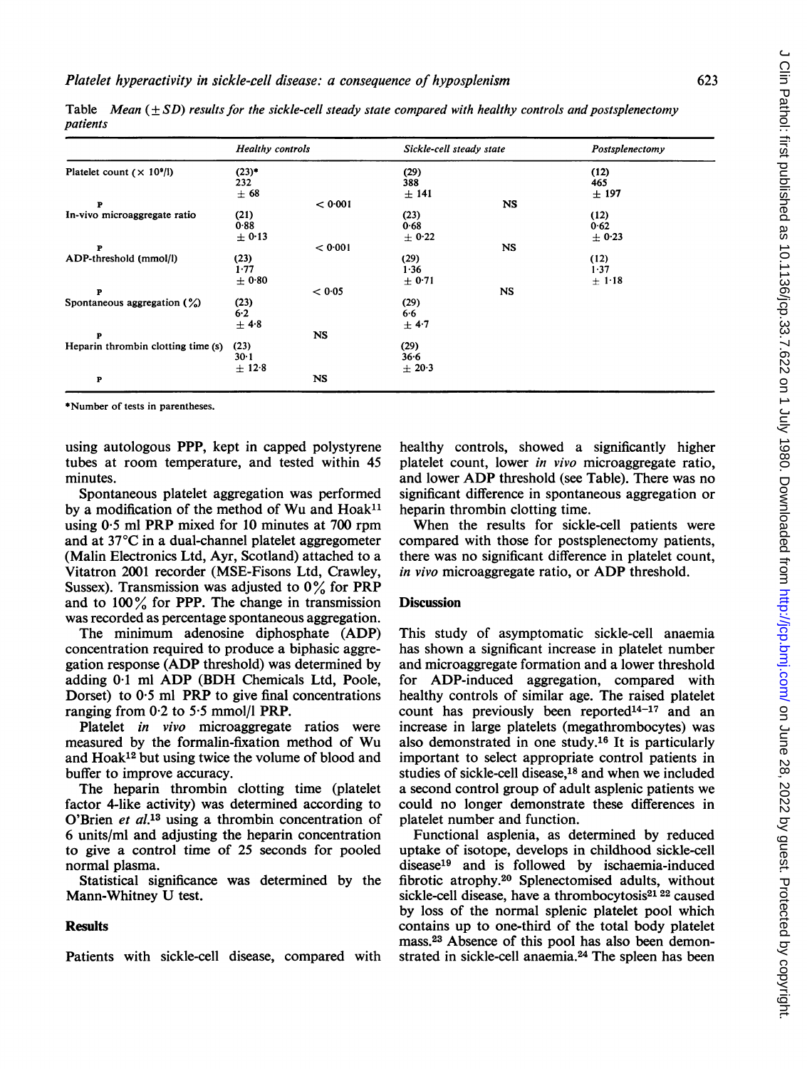Table *Mean (± SD) results for the sickle-cell steady state compared with healthy controls and postsplenectomy patients*

| | Healthy controls | | Sickle-cell steady state | | Postsplenectomy |
|---|---|---|---|---|---|
| Platelet count ($\times 10^9$/l) | (23)* 232 ± 68 | | (29) 388 ± 141 | | (12) 465 ± 197 |
| P | | < 0·001 | | NS | |
| In-vivo microaggregate ratio | (21) 0·88 ± 0·13 | | (23) 0·68 ± 0·22 | | (12) 0·62 ± 0·23 |
| P | | < 0·001 | | NS | |
| ADP-threshold (mmol/l) | (23) 1·77 ± 0·80 | | (29) 1·36 ± 0·71 | | (12) 1·37 ± 1·18 |
| P | | < 0·05 | | NS | |
| Spontaneous aggregation (%) | (23) 6·2 ± 4·8 | | (29) 6·6 ± 4·7 | | |
| P | | NS | | | |
| Heparin thrombin clotting time (s) | (23) 30·1 ± 12·8 | | (29) 36·6 ± 20·3 | | |
| P | | NS | | | |

*Number of tests in parentheses.

using autologous PPP, kept in capped polystyrene tubes at room temperature, and tested within 45 minutes.

Spontaneous platelet aggregation was performed by a modification of the method of Wu and Hoak[11] using 0·5 ml PRP mixed for 10 minutes at 700 rpm and at 37°C in a dual-channel platelet aggregometer (Malin Electronics Ltd, Ayr, Scotland) attached to a Vitatron 2001 recorder (MSE-Fisons Ltd, Crawley, Sussex). Transmission was adjusted to 0% for PRP and to 100% for PPP. The change in transmission was recorded as percentage spontaneous aggregation.

The minimum adenosine diphosphate (ADP) concentration required to produce a biphasic aggregation response (ADP threshold) was determined by adding 0·1 ml ADP (BDH Chemicals Ltd, Poole, Dorset) to 0·5 ml PRP to give final concentrations ranging from 0·2 to 5·5 mmol/l PRP.

Platelet *in vivo* microaggregate ratios were measured by the formalin-fixation method of Wu and Hoak[12] but using twice the volume of blood and buffer to improve accuracy.

The heparin thrombin clotting time (platelet factor 4-like activity) was determined according to O'Brien *et al.*[13] using a thrombin concentration of 6 units/ml and adjusting the heparin concentration to give a control time of 25 seconds for pooled normal plasma.

Statistical significance was determined by the Mann-Whitney U test.

## Results

Patients with sickle-cell disease, compared with healthy controls, showed a significantly higher platelet count, lower *in vivo* microaggregate ratio, and lower ADP threshold (see Table). There was no significant difference in spontaneous aggregation or heparin thrombin clotting time.

When the results for sickle-cell patients were compared with those for postsplenectomy patients, there was no significant difference in platelet count, *in vivo* microaggregate ratio, or ADP threshold.

## Discussion

This study of asymptomatic sickle-cell anaemia has shown a significant increase in platelet number and microaggregate formation and a lower threshold for ADP-induced aggregation, compared with healthy controls of similar age. The raised platelet count has previously been reported[14–17] and an increase in large platelets (megathrombocytes) was also demonstrated in one study.[16] It is particularly important to select appropriate control patients in studies of sickle-cell disease,[18] and when we included a second control group of adult asplenic patients we could no longer demonstrate these differences in platelet number and function.

Functional asplenia, as determined by reduced uptake of isotope, develops in childhood sickle-cell disease[19] and is followed by ischaemia-induced fibrotic atrophy.[20] Splenectomised adults, without sickle-cell disease, have a thrombocytosis[21 22] caused by loss of the normal splenic platelet pool which contains up to one-third of the total body platelet mass.[23] Absence of this pool has also been demonstrated in sickle-cell anaemia.[24] The spleen has been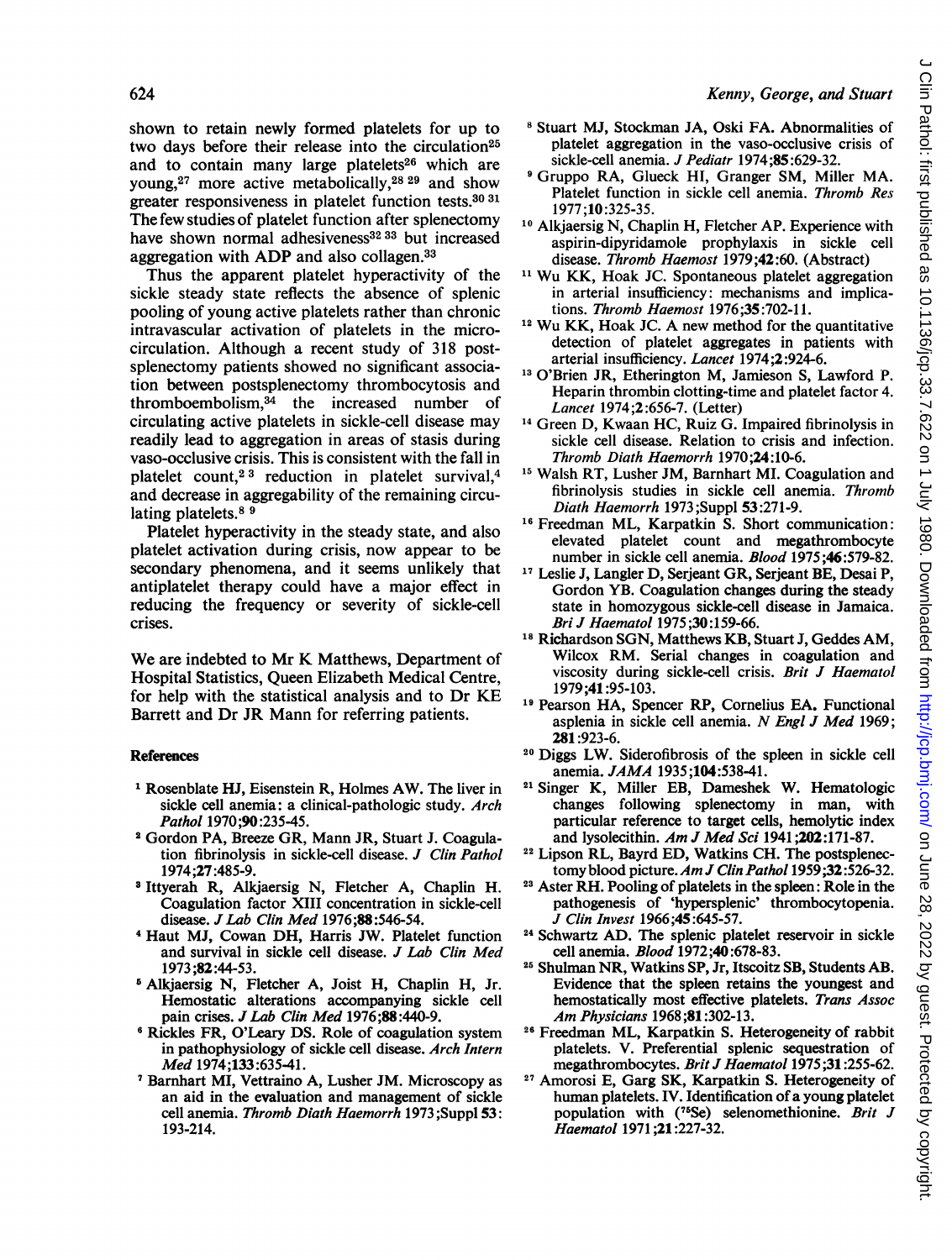shown to retain newly formed platelets for up to two days before their release into the circulation[25] and to contain many large platelets[26] which are young,[27] more active metabolically,[28 29] and show greater responsiveness in platelet function tests.[30 31] The few studies of platelet function after splenectomy have shown normal adhesiveness[32 33] but increased aggregation with ADP and also collagen.[33]

Thus the apparent platelet hyperactivity of the sickle steady state reflects the absence of splenic pooling of young active platelets rather than chronic intravascular activation of platelets in the microcirculation. Although a recent study of 318 post-splenectomy patients showed no significant association between postsplenectomy thrombocytosis and thromboembolism,[34] the increased number of circulating active platelets in sickle-cell disease may readily lead to aggregation in areas of stasis during vaso-occlusive crisis. This is consistent with the fall in platelet count,[2 3] reduction in platelet survival,[4] and decrease in aggregability of the remaining circulating platelets.[8 9]

Platelet hyperactivity in the steady state, and also platelet activation during crisis, now appear to be secondary phenomena, and it seems unlikely that antiplatelet therapy could have a major effect in reducing the frequency or severity of sickle-cell crises.

We are indebted to Mr K Matthews, Department of Hospital Statistics, Queen Elizabeth Medical Centre, for help with the statistical analysis and to Dr KE Barrett and Dr JR Mann for referring patients.

## References

1. Rosenblate HJ, Eisenstein R, Holmes AW. The liver in sickle cell anemia: a clinical-pathologic study. *Arch Pathol* 1970;**90**:235-45.
2. Gordon PA, Breeze GR, Mann JR, Stuart J. Coagulation fibrinolysis in sickle-cell disease. *J Clin Pathol* 1974;**27**:485-9.
3. Ittyerah R, Alkjaersig N, Fletcher A, Chaplin H. Coagulation factor XIII concentration in sickle-cell disease. *J Lab Clin Med* 1976;**88**:546-54.
4. Haut MJ, Cowan DH, Harris JW. Platelet function and survival in sickle cell disease. *J Lab Clin Med* 1973;**82**:44-53.
5. Alkjaersig N, Fletcher A, Joist H, Chaplin H, Jr. Hemostatic alterations accompanying sickle cell pain crises. *J Lab Clin Med* 1976;**88**:440-9.
6. Rickles FR, O'Leary DS. Role of coagulation system in pathophysiology of sickle cell disease. *Arch Intern Med* 1974;**133**:635-41.
7. Barnhart MI, Vettraino A, Lusher JM. Microscopy as an aid in the evaluation and management of sickle cell anemia. *Thromb Diath Haemorrh* 1973;Suppl **53**: 193-214.
8. Stuart MJ, Stockman JA, Oski FA. Abnormalities of platelet aggregation in the vaso-occlusive crisis of sickle-cell anemia. *J Pediatr* 1974;**85**:629-32.
9. Gruppo RA, Glueck HI, Granger SM, Miller MA. Platelet function in sickle cell anemia. *Thromb Res* 1977;**10**:325-35.
10. Alkjaersig N, Chaplin H, Fletcher AP. Experience with aspirin-dipyridamole prophylaxis in sickle cell disease. *Thromb Haemost* 1979;**42**:60. (Abstract)
11. Wu KK, Hoak JC. Spontaneous platelet aggregation in arterial insufficiency: mechanisms and implications. *Thromb Haemost* 1976;**35**:702-11.
12. Wu KK, Hoak JC. A new method for the quantitative detection of platelet aggregates in patients with arterial insufficiency. *Lancet* 1974;**2**:924-6.
13. O'Brien JR, Etherington M, Jamieson S, Lawford P. Heparin thrombin clotting-time and platelet factor 4. *Lancet* 1974;**2**:656-7. (Letter)
14. Green D, Kwaan HC, Ruiz G. Impaired fibrinolysis in sickle cell disease. Relation to crisis and infection. *Thromb Diath Haemorrh* 1970;**24**:10-6.
15. Walsh RT, Lusher JM, Barnhart MI. Coagulation and fibrinolysis studies in sickle cell anemia. *Thromb Diath Haemorrh* 1973;Suppl **53**:271-9.
16. Freedman ML, Karpatkin S. Short communication: elevated platelet count and megathrombocyte number in sickle cell anemia. *Blood* 1975;**46**:579-82.
17. Leslie J, Langler D, Serjeant GR, Serjeant BE, Desai P, Gordon YB. Coagulation changes during the steady state in homozygous sickle-cell disease in Jamaica. *Bri J Haematol* 1975;**30**:159-66.
18. Richardson SGN, Matthews KB, Stuart J, Geddes AM, Wilcox RM. Serial changes in coagulation and viscosity during sickle-cell crisis. *Brit J Haematol* 1979;**41**:95-103.
19. Pearson HA, Spencer RP, Cornelius EA. Functional asplenia in sickle cell anemia. *N Engl J Med* 1969; **281**:923-6.
20. Diggs LW. Siderofibrosis of the spleen in sickle cell anemia. *JAMA* 1935;**104**:538-41.
21. Singer K, Miller EB, Dameshek W. Hematologic changes following splenectomy in man, with particular reference to target cells, hemolytic index and lysolecithin. *Am J Med Sci* 1941;**202**:171-87.
22. Lipson RL, Bayrd ED, Watkins CH. The postsplenectomy blood picture. *Am J Clin Pathol* 1959;**32**:526-32.
23. Aster RH. Pooling of platelets in the spleen: Role in the pathogenesis of 'hypersplenic' thrombocytopenia. *J Clin Invest* 1966;**45**:645-57.
24. Schwartz AD. The splenic platelet reservoir in sickle cell anemia. *Blood* 1972;**40**:678-83.
25. Shulman NR, Watkins SP, Jr, Itscoitz SB, Students AB. Evidence that the spleen retains the youngest and hemostatically most effective platelets. *Trans Assoc Am Physicians* 1968;**81**:302-13.
26. Freedman ML, Karpatkin S. Heterogeneity of rabbit platelets. V. Preferential splenic sequestration of megathrombocytes. *Brit J Haematol* 1975;**31**:255-62.
27. Amorosi E, Garg SK, Karpatkin S. Heterogeneity of human platelets. IV. Identification of a young platelet population with ($^{75}$Se) selenomethionine. *Brit J Haematol* 1971;**21**:227-32.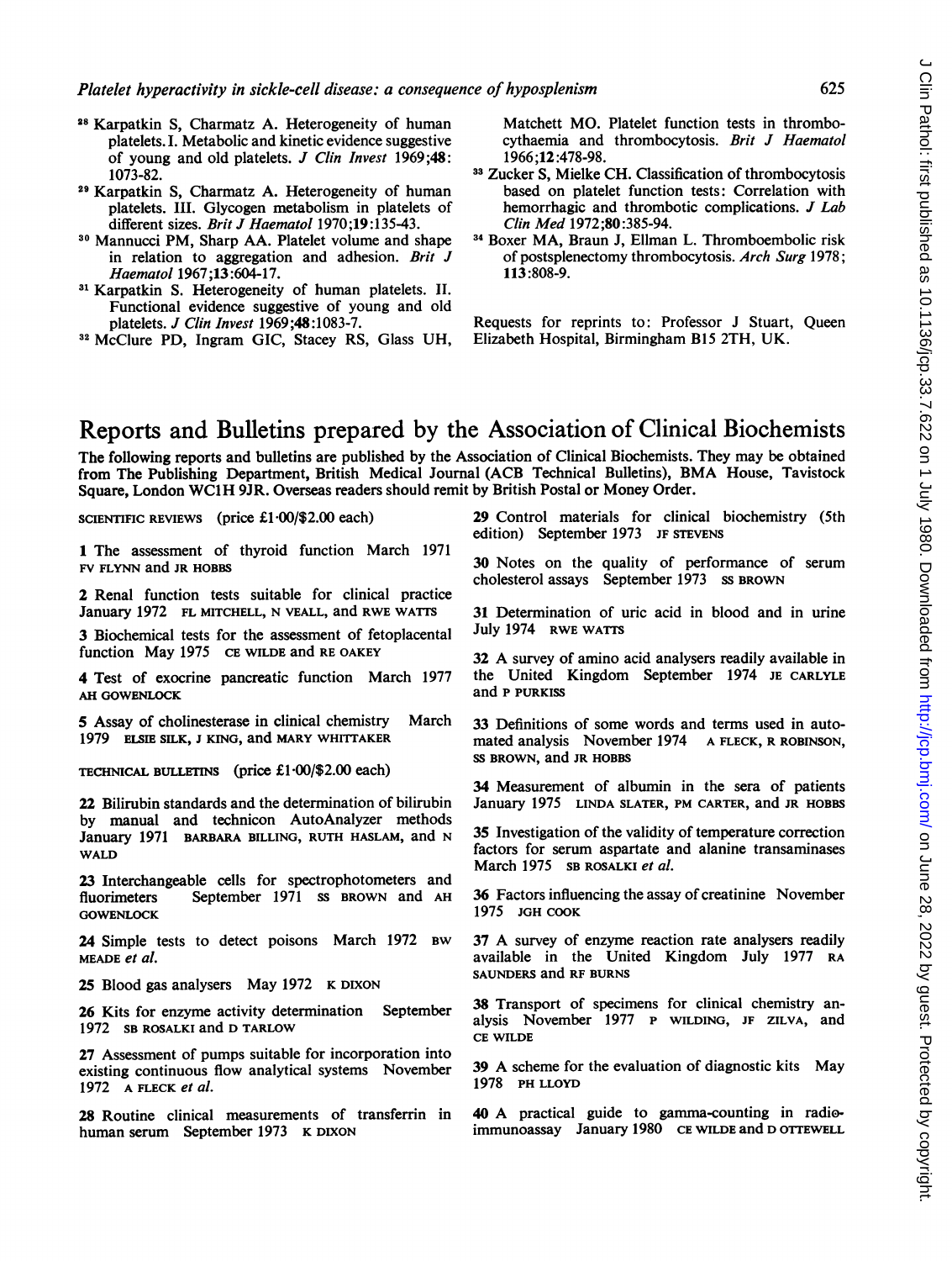[28] Karpatkin S, Charmatz A. Heterogeneity of human platelets. I. Metabolic and kinetic evidence suggestive of young and old platelets. *J Clin Invest* 1969;**48**:1073-82.

[29] Karpatkin S, Charmatz A. Heterogeneity of human platelets. III. Glycogen metabolism in platelets of different sizes. *Brit J Haematol* 1970;**19**:135-43.

[30] Mannucci PM, Sharp AA. Platelet volume and shape in relation to aggregation and adhesion. *Brit J Haematol* 1967;**13**:604-17.

[31] Karpatkin S. Heterogeneity of human platelets. II. Functional evidence suggestive of young and old platelets. *J Clin Invest* 1969;**48**:1083-7.

[32] McClure PD, Ingram GIC, Stacey RS, Glass UH, Matchett MO. Platelet function tests in thrombocythaemia and thrombocytosis. *Brit J Haematol* 1966;**12**:478-98.

[33] Zucker S, Mielke CH. Classification of thrombocytosis based on platelet function tests: Correlation with hemorrhagic and thrombotic complications. *J Lab Clin Med* 1972;**80**:385-94.

[34] Boxer MA, Braun J, Ellman L. Thromboembolic risk of postsplenectomy thrombocytosis. *Arch Surg* 1978; **113**:808-9.

Requests for reprints to: Professor J Stuart, Queen Elizabeth Hospital, Birmingham B15 2TH, UK.

# Reports and Bulletins prepared by the Association of Clinical Biochemists

**The following reports and bulletins are published by the Association of Clinical Biochemists. They may be obtained from The Publishing Department, British Medical Journal (ACB Technical Bulletins), BMA House, Tavistock Square, London WC1H 9JR. Overseas readers should remit by British Postal or Money Order.**

SCIENTIFIC REVIEWS (price £1·00/$2.00 each)

**1** The assessment of thyroid function March 1971 FV FLYNN and JR HOBBS

**2** Renal function tests suitable for clinical practice January 1972 FL MITCHELL, N VEALL, and RWE WATTS

**3** Biochemical tests for the assessment of fetoplacental function May 1975 CE WILDE and RE OAKEY

**4** Test of exocrine pancreatic function March 1977 AH GOWENLOCK

**5** Assay of cholinesterase in clinical chemistry March 1979 ELSIE SILK, J KING, and MARY WHITTAKER

TECHNICAL BULLETINS (price £1·00/$2.00 each)

**22** Bilirubin standards and the determination of bilirubin by manual and technicon AutoAnalyzer methods January 1971 BARBARA BILLING, RUTH HASLAM, and N WALD

**23** Interchangeable cells for spectrophotometers and fluorimeters September 1971 SS BROWN and AH GOWENLOCK

**24** Simple tests to detect poisons March 1972 BW MEADE *et al.*

**25** Blood gas analysers May 1972 K DIXON

**26** Kits for enzyme activity determination September 1972 SB ROSALKI and D TARLOW

**27** Assessment of pumps suitable for incorporation into existing continuous flow analytical systems November 1972 A FLECK *et al.*

**28** Routine clinical measurements of transferrin in human serum September 1973 K DIXON

**29** Control materials for clinical biochemistry (5th edition) September 1973 JF STEVENS

**30** Notes on the quality of performance of serum cholesterol assays September 1973 SS BROWN

**31** Determination of uric acid in blood and in urine July 1974 RWE WATTS

**32** A survey of amino acid analysers readily available in the United Kingdom September 1974 JE CARLYLE and P PURKISS

**33** Definitions of some words and terms used in automated analysis November 1974 A FLECK, R ROBINSON, SS BROWN, and JR HOBBS

**34** Measurement of albumin in the sera of patients January 1975 LINDA SLATER, PM CARTER, and JR HOBBS

**35** Investigation of the validity of temperature correction factors for serum aspartate and alanine transaminases March 1975 SB ROSALKI *et al.*

**36** Factors influencing the assay of creatinine November 1975 JGH COOK

**37** A survey of enzyme reaction rate analysers readily available in the United Kingdom July 1977 RA SAUNDERS and RF BURNS

**38** Transport of specimens for clinical chemistry analysis November 1977 P WILDING, JF ZILVA, and CE WILDE

**39** A scheme for the evaluation of diagnostic kits May 1978 PH LLOYD

**40** A practical guide to gamma-counting in radioimmunoassay January 1980 CE WILDE and D OTTEWELL